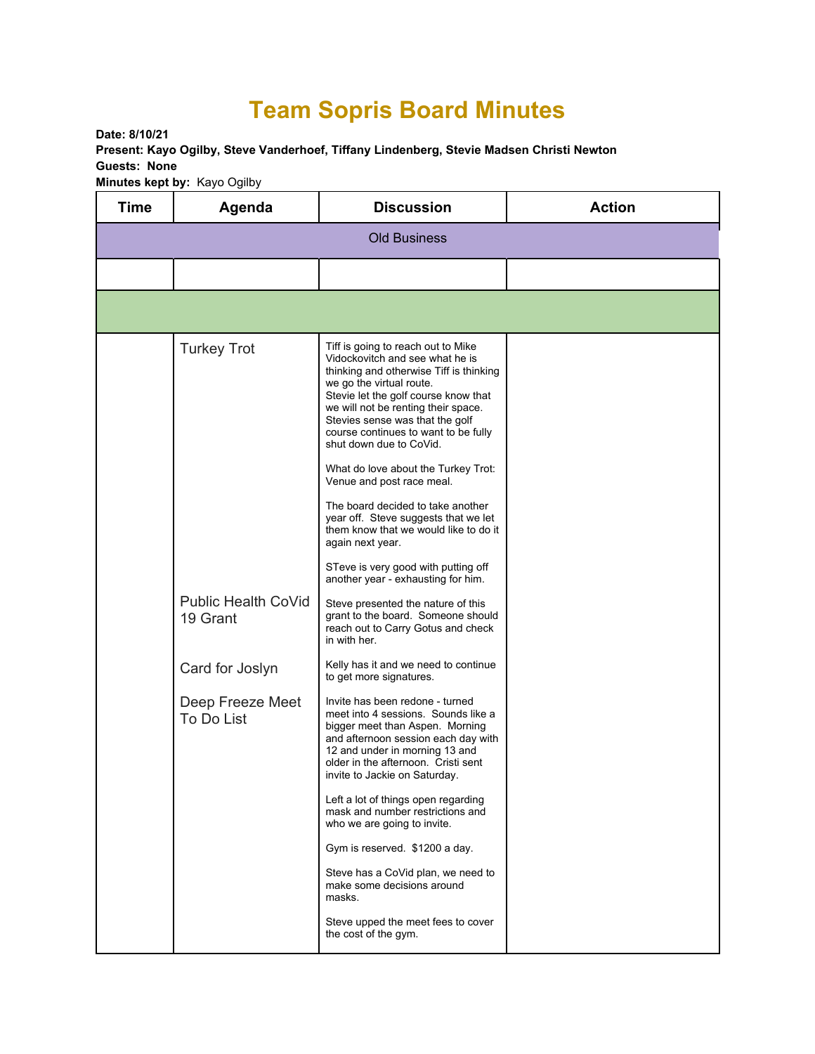# Team Sopris Board Minutes

**Date: 8/10/21**
**Present: Kayo Ogilby, Steve Vanderhoef, Tiffany Lindenberg, Stevie Madsen Christi Newton**
**Guests: None**
**Minutes kept by:** Kayo Ogilby

| Time | Agenda | Discussion | Action |
|---|---|---|---|
| Old Business | | | |
| | | | |
| | | | |
| | Turkey Trot | Tiff is going to reach out to Mike Vidockovitch and see what he is thinking and otherwise Tiff is thinking we go the virtual route.<br>Stevie let the golf course know that we will not be renting their space. Stevies sense was that the golf course continues to want to be fully shut down due to CoVid.<br><br>What do love about the Turkey Trot: Venue and post race meal.<br><br>The board decided to take another year off. Steve suggests that we let them know that we would like to do it again next year.<br><br>STeve is very good with putting off another year - exhausting for him. | |
| | Public Health CoVid 19 Grant | Steve presented the nature of this grant to the board. Someone should reach out to Carry Gotus and check in with her. | |
| | Card for Joslyn | Kelly has it and we need to continue to get more signatures. | |
| | Deep Freeze Meet To Do List | Invite has been redone - turned meet into 4 sessions. Sounds like a bigger meet than Aspen. Morning and afternoon session each day with 12 and under in morning 13 and older in the afternoon. Cristi sent invite to Jackie on Saturday.<br><br>Left a lot of things open regarding mask and number restrictions and who we are going to invite.<br><br>Gym is reserved. $1200 a day.<br><br>Steve has a CoVid plan, we need to make some decisions around masks.<br><br>Steve upped the meet fees to cover the cost of the gym. | |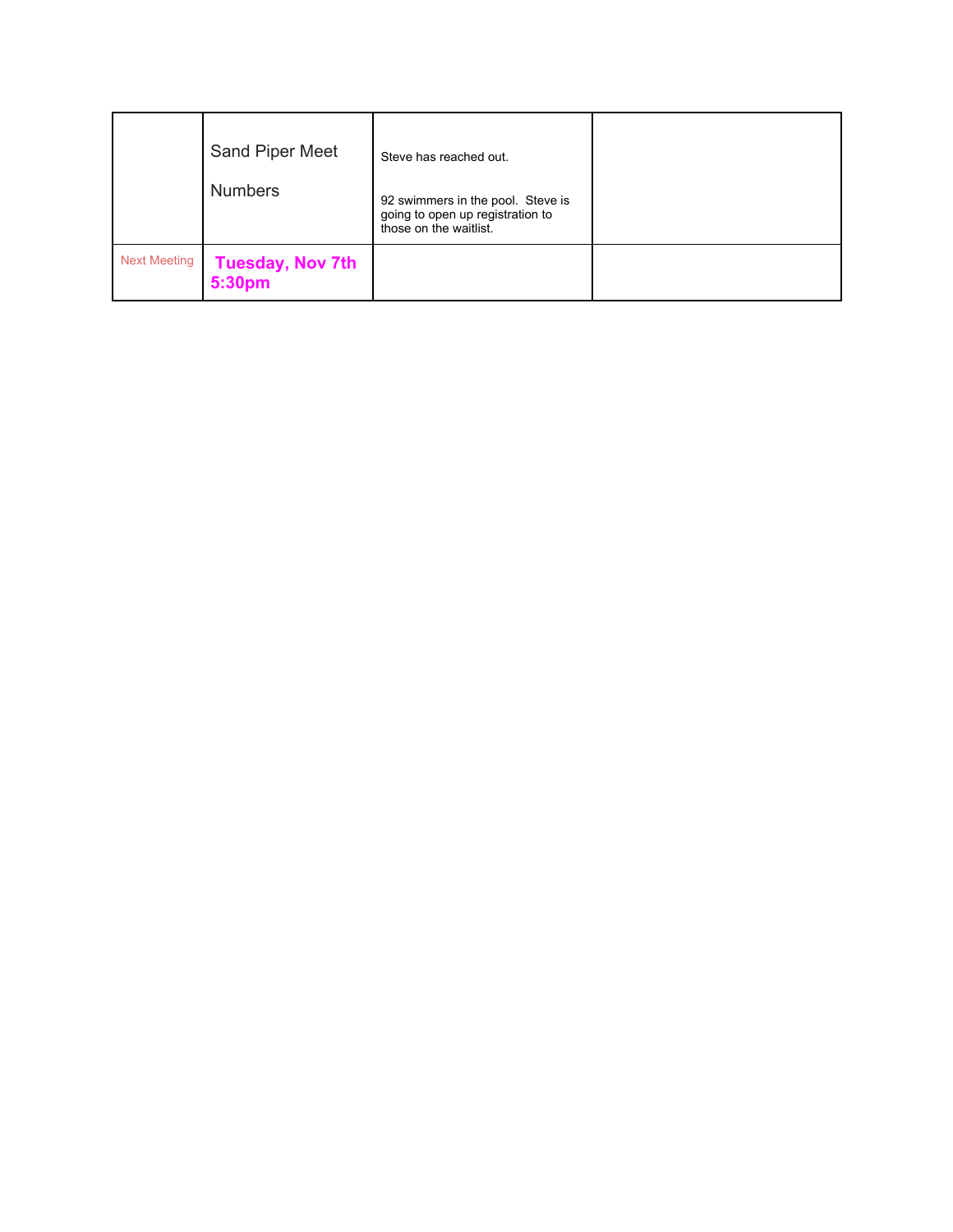| | | | |
|---|---|---|---|
| | Sand Piper Meet<br><br>Numbers | Steve has reached out.<br><br>92 swimmers in the pool. Steve is going to open up registration to those on the waitlist. | |
| Next Meeting | **Tuesday, Nov 7th 5:30pm** | | |